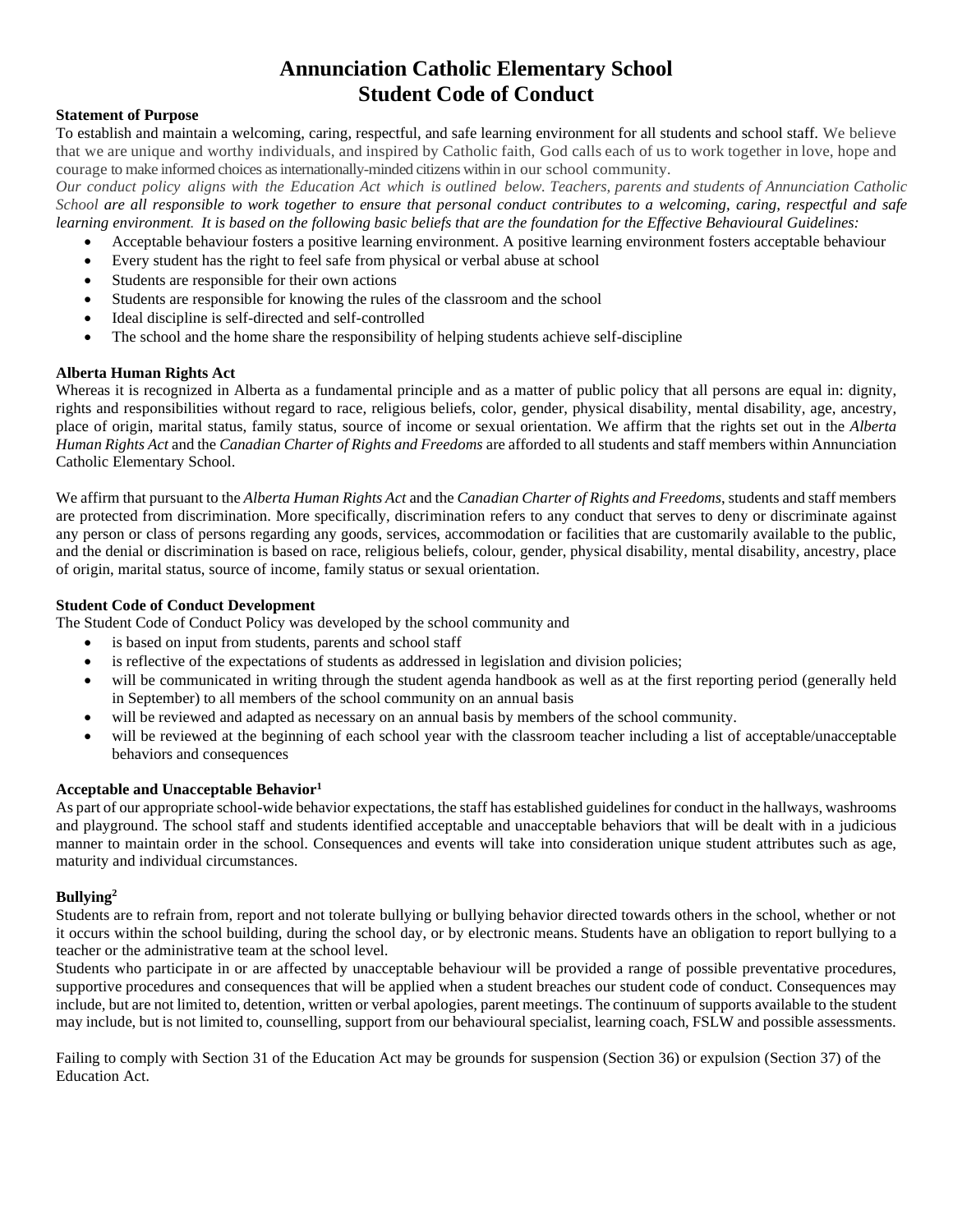# Annunciation Catholic Elementary School
# Student Code of Conduct

**Statement of Purpose**

To establish and maintain a welcoming, caring, respectful, and safe learning environment for all students and school staff. We believe that we are unique and worthy individuals, and inspired by Catholic faith, God calls each of us to work together in love, hope and courage to make informed choices as internationally-minded citizens within in our school community.

*Our conduct policy aligns with the Education Act which is outlined below. Teachers, parents and students of Annunciation Catholic School are all responsible to work together to ensure that personal conduct contributes to a welcoming, caring, respectful and safe learning environment. It is based on the following basic beliefs that are the foundation for the Effective Behavioural Guidelines:*

- Acceptable behaviour fosters a positive learning environment. A positive learning environment fosters acceptable behaviour
- Every student has the right to feel safe from physical or verbal abuse at school
- Students are responsible for their own actions
- Students are responsible for knowing the rules of the classroom and the school
- Ideal discipline is self-directed and self-controlled
- The school and the home share the responsibility of helping students achieve self-discipline

**Alberta Human Rights Act**

Whereas it is recognized in Alberta as a fundamental principle and as a matter of public policy that all persons are equal in: dignity, rights and responsibilities without regard to race, religious beliefs, color, gender, physical disability, mental disability, age, ancestry, place of origin, marital status, family status, source of income or sexual orientation. We affirm that the rights set out in the *Alberta Human Rights Act* and the *Canadian Charter of Rights and Freedoms* are afforded to all students and staff members within Annunciation Catholic Elementary School.

We affirm that pursuant to the *Alberta Human Rights Act* and the *Canadian Charter of Rights and Freedoms*, students and staff members are protected from discrimination. More specifically, discrimination refers to any conduct that serves to deny or discriminate against any person or class of persons regarding any goods, services, accommodation or facilities that are customarily available to the public, and the denial or discrimination is based on race, religious beliefs, colour, gender, physical disability, mental disability, ancestry, place of origin, marital status, source of income, family status or sexual orientation.

**Student Code of Conduct Development**

The Student Code of Conduct Policy was developed by the school community and

- is based on input from students, parents and school staff
- is reflective of the expectations of students as addressed in legislation and division policies;
- will be communicated in writing through the student agenda handbook as well as at the first reporting period (generally held in September) to all members of the school community on an annual basis
- will be reviewed and adapted as necessary on an annual basis by members of the school community.
- will be reviewed at the beginning of each school year with the classroom teacher including a list of acceptable/unacceptable behaviors and consequences

**Acceptable and Unacceptable Behavior[1]**

As part of our appropriate school-wide behavior expectations, the staff has established guidelines for conduct in the hallways, washrooms and playground. The school staff and students identified acceptable and unacceptable behaviors that will be dealt with in a judicious manner to maintain order in the school. Consequences and events will take into consideration unique student attributes such as age, maturity and individual circumstances.

**Bullying[2]**

Students are to refrain from, report and not tolerate bullying or bullying behavior directed towards others in the school, whether or not it occurs within the school building, during the school day, or by electronic means. Students have an obligation to report bullying to a teacher or the administrative team at the school level.

Students who participate in or are affected by unacceptable behaviour will be provided a range of possible preventative procedures, supportive procedures and consequences that will be applied when a student breaches our student code of conduct. Consequences may include, but are not limited to, detention, written or verbal apologies, parent meetings. The continuum of supports available to the student may include, but is not limited to, counselling, support from our behavioural specialist, learning coach, FSLW and possible assessments.

Failing to comply with Section 31 of the Education Act may be grounds for suspension (Section 36) or expulsion (Section 37) of the Education Act.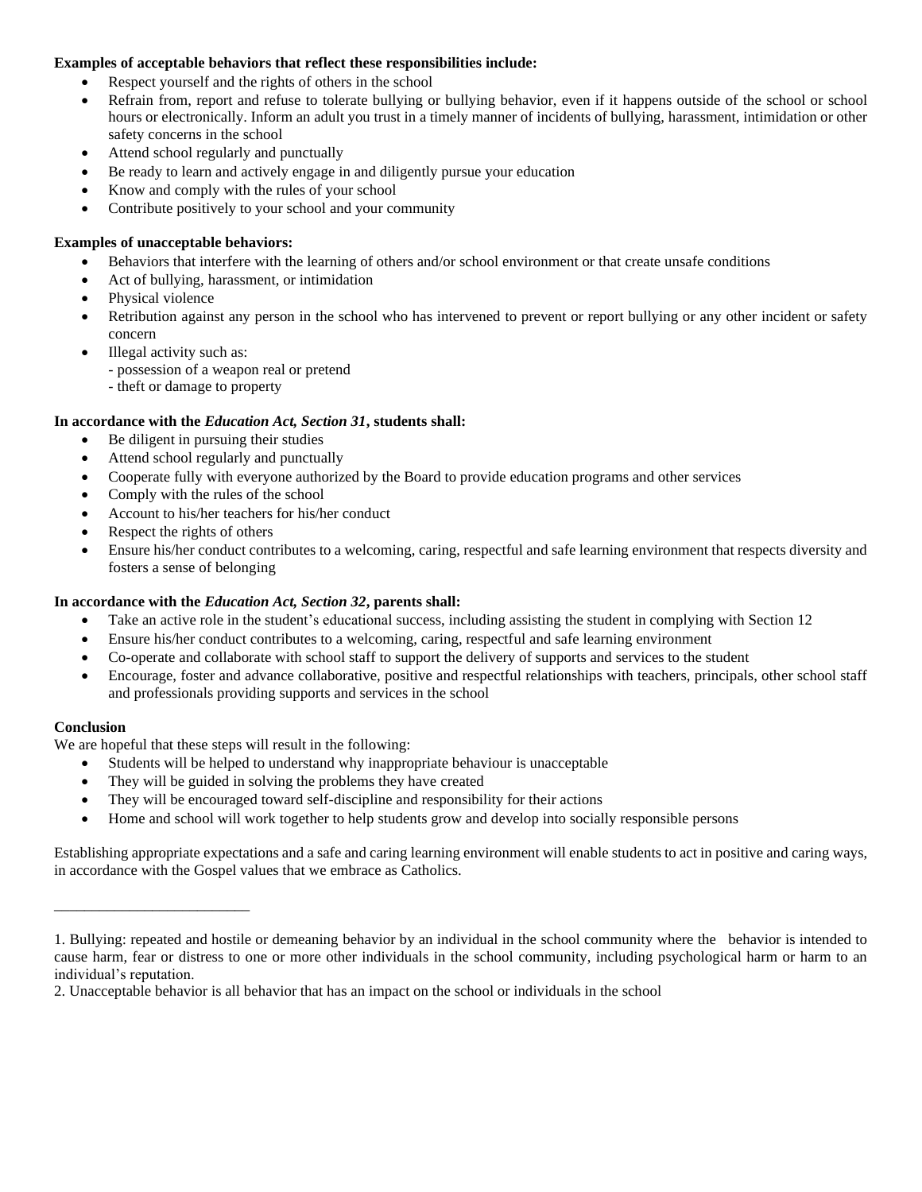**Examples of acceptable behaviors that reflect these responsibilities include:**

- Respect yourself and the rights of others in the school
- Refrain from, report and refuse to tolerate bullying or bullying behavior, even if it happens outside of the school or school hours or electronically. Inform an adult you trust in a timely manner of incidents of bullying, harassment, intimidation or other safety concerns in the school
- Attend school regularly and punctually
- Be ready to learn and actively engage in and diligently pursue your education
- Know and comply with the rules of your school
- Contribute positively to your school and your community

**Examples of unacceptable behaviors:**

- Behaviors that interfere with the learning of others and/or school environment or that create unsafe conditions
- Act of bullying, harassment, or intimidation
- Physical violence
- Retribution against any person in the school who has intervened to prevent or report bullying or any other incident or safety concern
- Illegal activity such as:
  - possession of a weapon real or pretend
  - theft or damage to property

**In accordance with the *Education Act, Section 31*, students shall:**

- Be diligent in pursuing their studies
- Attend school regularly and punctually
- Cooperate fully with everyone authorized by the Board to provide education programs and other services
- Comply with the rules of the school
- Account to his/her teachers for his/her conduct
- Respect the rights of others
- Ensure his/her conduct contributes to a welcoming, caring, respectful and safe learning environment that respects diversity and fosters a sense of belonging

**In accordance with the *Education Act, Section 32*, parents shall:**

- Take an active role in the student's educational success, including assisting the student in complying with Section 12
- Ensure his/her conduct contributes to a welcoming, caring, respectful and safe learning environment
- Co-operate and collaborate with school staff to support the delivery of supports and services to the student
- Encourage, foster and advance collaborative, positive and respectful relationships with teachers, principals, other school staff and professionals providing supports and services in the school

**Conclusion**

We are hopeful that these steps will result in the following:

- Students will be helped to understand why inappropriate behaviour is unacceptable
- They will be guided in solving the problems they have created
- They will be encouraged toward self-discipline and responsibility for their actions
- Home and school will work together to help students grow and develop into socially responsible persons

Establishing appropriate expectations and a safe and caring learning environment will enable students to act in positive and caring ways, in accordance with the Gospel values that we embrace as Catholics.

---

1. Bullying: repeated and hostile or demeaning behavior by an individual in the school community where the behavior is intended to cause harm, fear or distress to one or more other individuals in the school community, including psychological harm or harm to an individual's reputation.
2. Unacceptable behavior is all behavior that has an impact on the school or individuals in the school